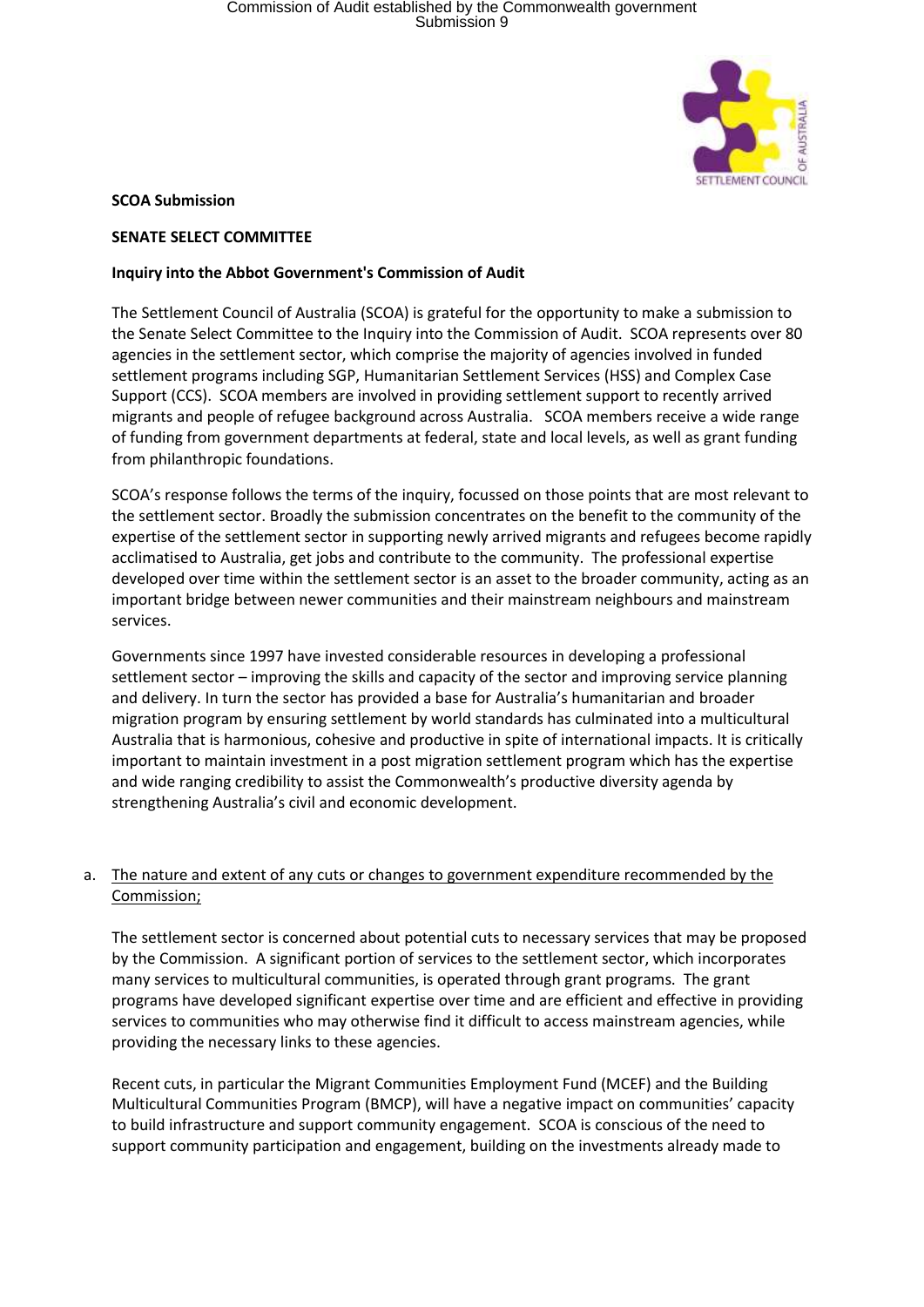**SCOA Submission**

**SENATE SELECT COMMITTEE**

**Inquiry into the Abbot Government's Commission of Audit**

The Settlement Council of Australia (SCOA) is grateful for the opportunity to make a submission to the Senate Select Committee to the Inquiry into the Commission of Audit. SCOA represents over 80 agencies in the settlement sector, which comprise the majority of agencies involved in funded settlement programs including SGP, Humanitarian Settlement Services (HSS) and Complex Case Support (CCS). SCOA members are involved in providing settlement support to recently arrived migrants and people of refugee background across Australia. SCOA members receive a wide range of funding from government departments at federal, state and local levels, as well as grant funding from philanthropic foundations.

SCOA's response follows the terms of the inquiry, focussed on those points that are most relevant to the settlement sector. Broadly the submission concentrates on the benefit to the community of the expertise of the settlement sector in supporting newly arrived migrants and refugees become rapidly acclimatised to Australia, get jobs and contribute to the community. The professional expertise developed over time within the settlement sector is an asset to the broader community, acting as an important bridge between newer communities and their mainstream neighbours and mainstream services.

Governments since 1997 have invested considerable resources in developing a professional settlement sector – improving the skills and capacity of the sector and improving service planning and delivery. In turn the sector has provided a base for Australia's humanitarian and broader migration program by ensuring settlement by world standards has culminated into a multicultural Australia that is harmonious, cohesive and productive in spite of international impacts. It is critically important to maintain investment in a post migration settlement program which has the expertise and wide ranging credibility to assist the Commonwealth's productive diversity agenda by strengthening Australia's civil and economic development.

a. The nature and extent of any cuts or changes to government expenditure recommended by the Commission;

The settlement sector is concerned about potential cuts to necessary services that may be proposed by the Commission. A significant portion of services to the settlement sector, which incorporates many services to multicultural communities, is operated through grant programs. The grant programs have developed significant expertise over time and are efficient and effective in providing services to communities who may otherwise find it difficult to access mainstream agencies, while providing the necessary links to these agencies.

Recent cuts, in particular the Migrant Communities Employment Fund (MCEF) and the Building Multicultural Communities Program (BMCP), will have a negative impact on communities' capacity to build infrastructure and support community engagement. SCOA is conscious of the need to support community participation and engagement, building on the investments already made to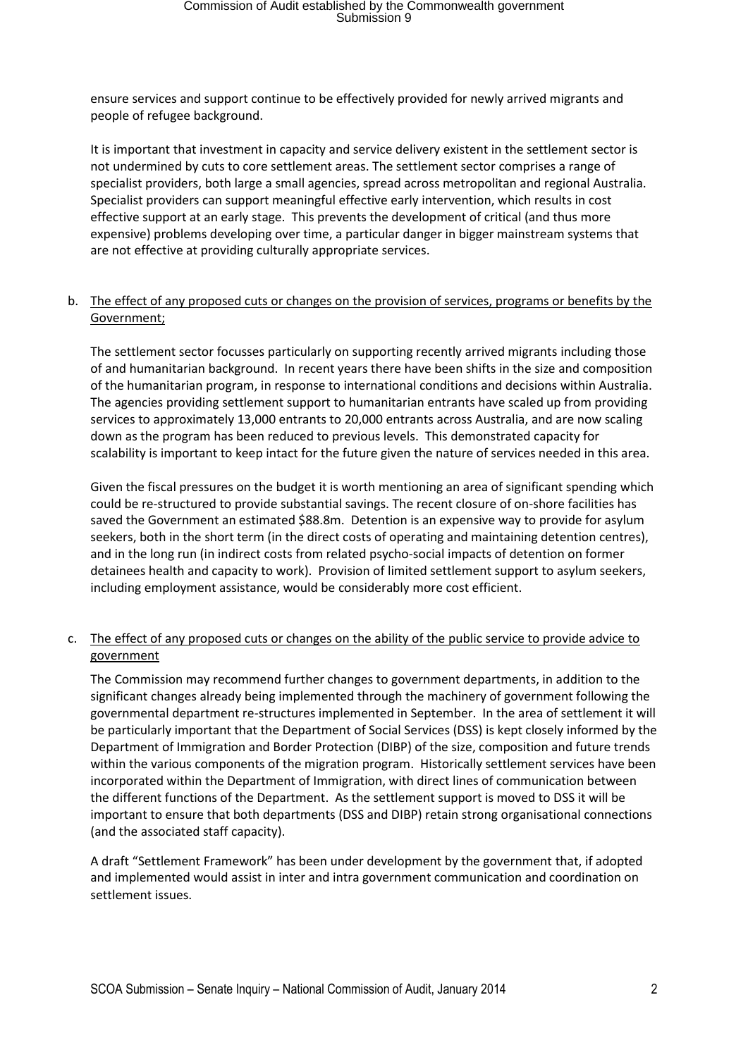ensure services and support continue to be effectively provided for newly arrived migrants and people of refugee background.

It is important that investment in capacity and service delivery existent in the settlement sector is not undermined by cuts to core settlement areas. The settlement sector comprises a range of specialist providers, both large a small agencies, spread across metropolitan and regional Australia. Specialist providers can support meaningful effective early intervention, which results in cost effective support at an early stage. This prevents the development of critical (and thus more expensive) problems developing over time, a particular danger in bigger mainstream systems that are not effective at providing culturally appropriate services.

b. <u>The effect of any proposed cuts or changes on the provision of services, programs or benefits by the Government;</u>

The settlement sector focusses particularly on supporting recently arrived migrants including those of and humanitarian background. In recent years there have been shifts in the size and composition of the humanitarian program, in response to international conditions and decisions within Australia. The agencies providing settlement support to humanitarian entrants have scaled up from providing services to approximately 13,000 entrants to 20,000 entrants across Australia, and are now scaling down as the program has been reduced to previous levels. This demonstrated capacity for scalability is important to keep intact for the future given the nature of services needed in this area.

Given the fiscal pressures on the budget it is worth mentioning an area of significant spending which could be re-structured to provide substantial savings. The recent closure of on-shore facilities has saved the Government an estimated $88.8m. Detention is an expensive way to provide for asylum seekers, both in the short term (in the direct costs of operating and maintaining detention centres), and in the long run (in indirect costs from related psycho-social impacts of detention on former detainees health and capacity to work). Provision of limited settlement support to asylum seekers, including employment assistance, would be considerably more cost efficient.

c. <u>The effect of any proposed cuts or changes on the ability of the public service to provide advice to government</u>

The Commission may recommend further changes to government departments, in addition to the significant changes already being implemented through the machinery of government following the governmental department re-structures implemented in September. In the area of settlement it will be particularly important that the Department of Social Services (DSS) is kept closely informed by the Department of Immigration and Border Protection (DIBP) of the size, composition and future trends within the various components of the migration program. Historically settlement services have been incorporated within the Department of Immigration, with direct lines of communication between the different functions of the Department. As the settlement support is moved to DSS it will be important to ensure that both departments (DSS and DIBP) retain strong organisational connections (and the associated staff capacity).

A draft "Settlement Framework" has been under development by the government that, if adopted and implemented would assist in inter and intra government communication and coordination on settlement issues.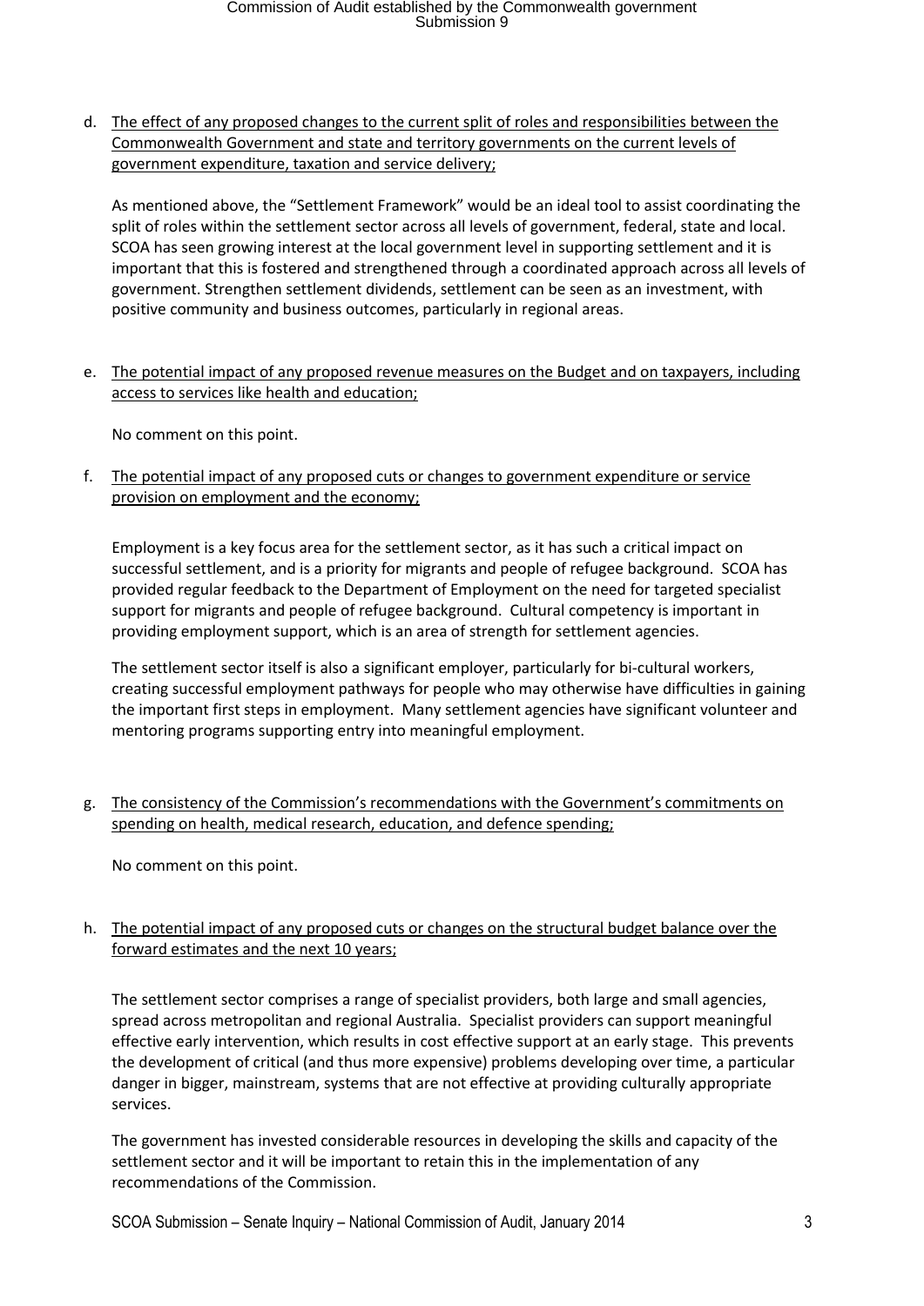d. <u>The effect of any proposed changes to the current split of roles and responsibilities between the Commonwealth Government and state and territory governments on the current levels of government expenditure, taxation and service delivery;</u>

   As mentioned above, the "Settlement Framework" would be an ideal tool to assist coordinating the split of roles within the settlement sector across all levels of government, federal, state and local. SCOA has seen growing interest at the local government level in supporting settlement and it is important that this is fostered and strengthened through a coordinated approach across all levels of government. Strengthen settlement dividends, settlement can be seen as an investment, with positive community and business outcomes, particularly in regional areas.

e. <u>The potential impact of any proposed revenue measures on the Budget and on taxpayers, including access to services like health and education;</u>

   No comment on this point.

f. <u>The potential impact of any proposed cuts or changes to government expenditure or service provision on employment and the economy;</u>

   Employment is a key focus area for the settlement sector, as it has such a critical impact on successful settlement, and is a priority for migrants and people of refugee background. SCOA has provided regular feedback to the Department of Employment on the need for targeted specialist support for migrants and people of refugee background. Cultural competency is important in providing employment support, which is an area of strength for settlement agencies.

   The settlement sector itself is also a significant employer, particularly for bi-cultural workers, creating successful employment pathways for people who may otherwise have difficulties in gaining the important first steps in employment. Many settlement agencies have significant volunteer and mentoring programs supporting entry into meaningful employment.

g. <u>The consistency of the Commission's recommendations with the Government's commitments on spending on health, medical research, education, and defence spending;</u>

   No comment on this point.

h. <u>The potential impact of any proposed cuts or changes on the structural budget balance over the forward estimates and the next 10 years;</u>

   The settlement sector comprises a range of specialist providers, both large and small agencies, spread across metropolitan and regional Australia. Specialist providers can support meaningful effective early intervention, which results in cost effective support at an early stage. This prevents the development of critical (and thus more expensive) problems developing over time, a particular danger in bigger, mainstream, systems that are not effective at providing culturally appropriate services.

   The government has invested considerable resources in developing the skills and capacity of the settlement sector and it will be important to retain this in the implementation of any recommendations of the Commission.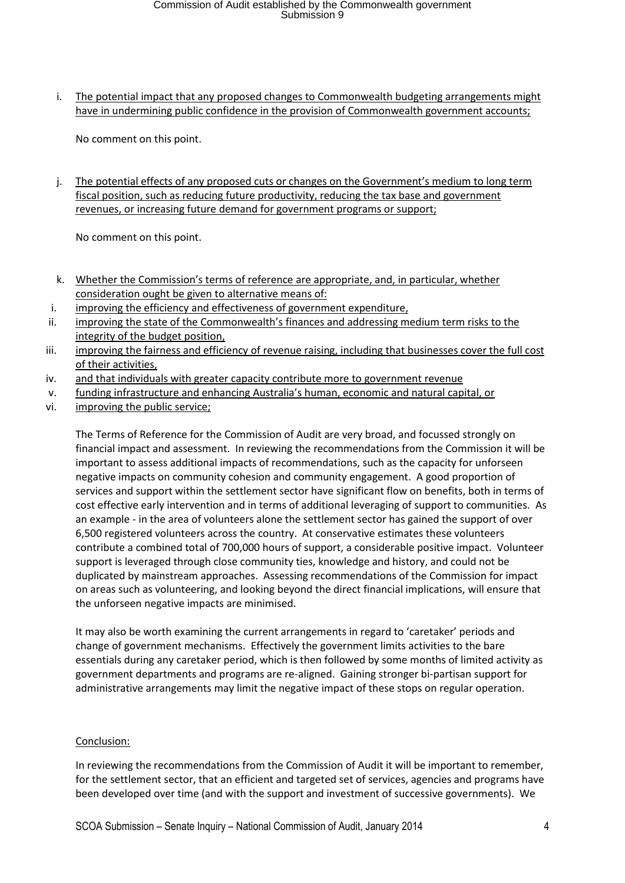i. <u>The potential impact that any proposed changes to Commonwealth budgeting arrangements might have in undermining public confidence in the provision of Commonwealth government accounts;</u>

   No comment on this point.

j. <u>The potential effects of any proposed cuts or changes on the Government's medium to long term fiscal position, such as reducing future productivity, reducing the tax base and government revenues, or increasing future demand for government programs or support;</u>

   No comment on this point.

k. <u>Whether the Commission's terms of reference are appropriate, and, in particular, whether consideration ought be given to alternative means of:</u>
   i. <u>improving the efficiency and effectiveness of government expenditure,</u>
   ii. <u>improving the state of the Commonwealth's finances and addressing medium term risks to the integrity of the budget position,</u>
   iii. <u>improving the fairness and efficiency of revenue raising, including that businesses cover the full cost of their activities,</u>
   iv. <u>and that individuals with greater capacity contribute more to government revenue</u>
   v. <u>funding infrastructure and enhancing Australia's human, economic and natural capital, or</u>
   vi. <u>improving the public service;</u>

   The Terms of Reference for the Commission of Audit are very broad, and focussed strongly on financial impact and assessment. In reviewing the recommendations from the Commission it will be important to assess additional impacts of recommendations, such as the capacity for unforseen negative impacts on community cohesion and community engagement. A good proportion of services and support within the settlement sector have significant flow on benefits, both in terms of cost effective early intervention and in terms of additional leveraging of support to communities. As an example - in the area of volunteers alone the settlement sector has gained the support of over 6,500 registered volunteers across the country. At conservative estimates these volunteers contribute a combined total of 700,000 hours of support, a considerable positive impact. Volunteer support is leveraged through close community ties, knowledge and history, and could not be duplicated by mainstream approaches. Assessing recommendations of the Commission for impact on areas such as volunteering, and looking beyond the direct financial implications, will ensure that the unforseen negative impacts are minimised.

   It may also be worth examining the current arrangements in regard to 'caretaker' periods and change of government mechanisms. Effectively the government limits activities to the bare essentials during any caretaker period, which is then followed by some months of limited activity as government departments and programs are re-aligned. Gaining stronger bi-partisan support for administrative arrangements may limit the negative impact of these stops on regular operation.

<u>Conclusion:</u>

In reviewing the recommendations from the Commission of Audit it will be important to remember, for the settlement sector, that an efficient and targeted set of services, agencies and programs have been developed over time (and with the support and investment of successive governments). We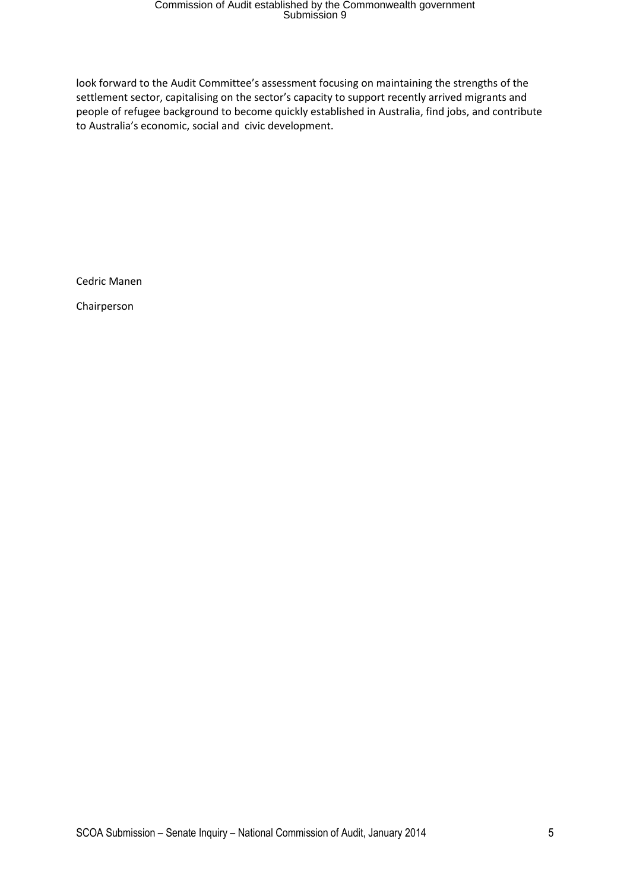look forward to the Audit Committee's assessment focusing on maintaining the strengths of the settlement sector, capitalising on the sector's capacity to support recently arrived migrants and people of refugee background to become quickly established in Australia, find jobs, and contribute to Australia's economic, social and civic development.

Cedric Manen

Chairperson